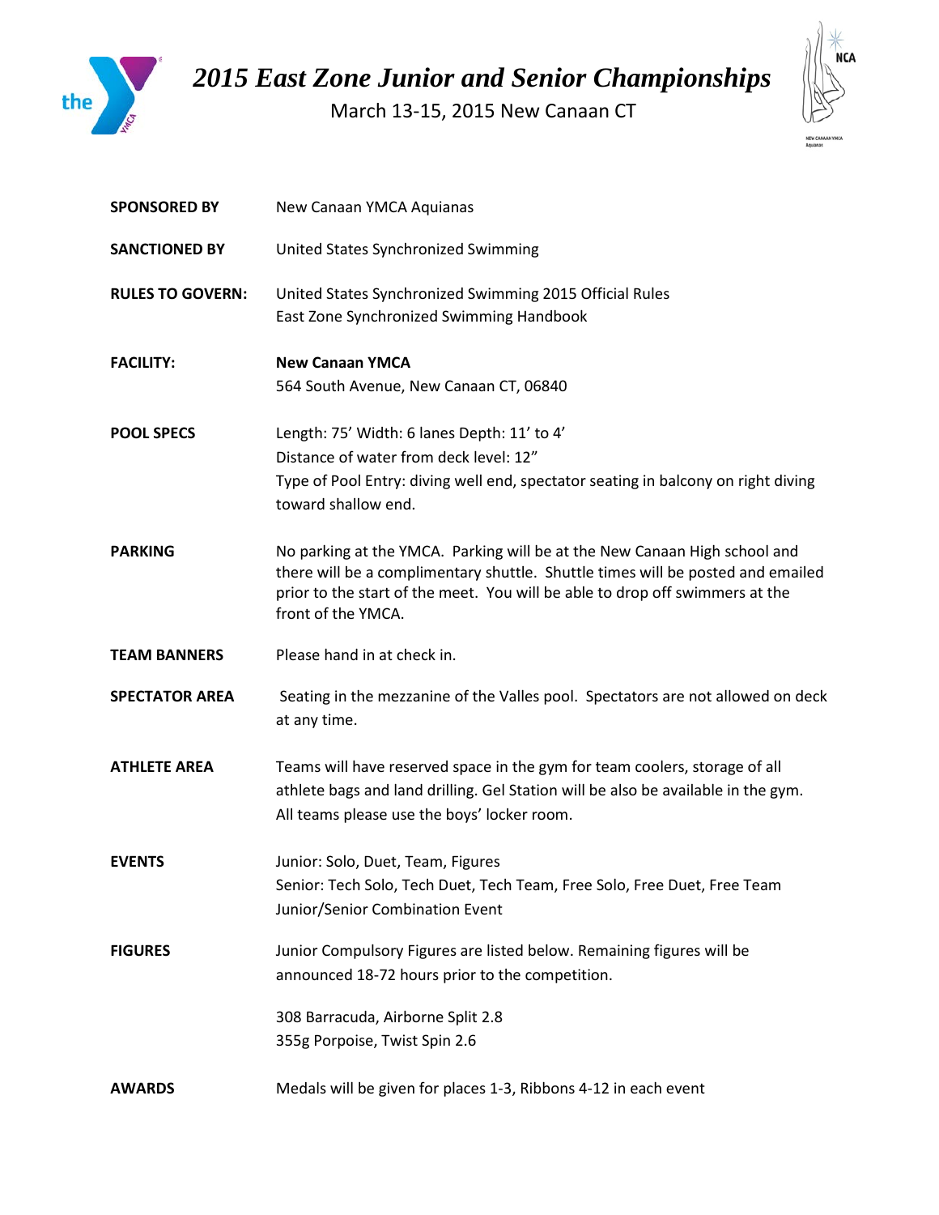# 2015 East Zone Junior and Senior Championships

March 13-15, 2015 New Canaan CT

| | |
|---|---|
| **SPONSORED BY** | New Canaan YMCA Aquianas |
| **SANCTIONED BY** | United States Synchronized Swimming |
| **RULES TO GOVERN:** | United States Synchronized Swimming 2015 Official Rules<br>East Zone Synchronized Swimming Handbook |
| **FACILITY:** | **New Canaan YMCA**<br>564 South Avenue, New Canaan CT, 06840 |
| **POOL SPECS** | Length: 75' Width: 6 lanes Depth: 11' to 4'<br>Distance of water from deck level: 12"<br>Type of Pool Entry: diving well end, spectator seating in balcony on right diving toward shallow end. |
| **PARKING** | No parking at the YMCA. Parking will be at the New Canaan High school and there will be a complimentary shuttle. Shuttle times will be posted and emailed prior to the start of the meet. You will be able to drop off swimmers at the front of the YMCA. |
| **TEAM BANNERS** | Please hand in at check in. |
| **SPECTATOR AREA** | Seating in the mezzanine of the Valles pool. Spectators are not allowed on deck at any time. |
| **ATHLETE AREA** | Teams will have reserved space in the gym for team coolers, storage of all athlete bags and land drilling. Gel Station will be also be available in the gym. All teams please use the boys' locker room. |
| **EVENTS** | Junior: Solo, Duet, Team, Figures<br>Senior: Tech Solo, Tech Duet, Tech Team, Free Solo, Free Duet, Free Team<br>Junior/Senior Combination Event |
| **FIGURES** | Junior Compulsory Figures are listed below. Remaining figures will be announced 18-72 hours prior to the competition.<br><br>308 Barracuda, Airborne Split 2.8<br>355g Porpoise, Twist Spin 2.6 |
| **AWARDS** | Medals will be given for places 1-3, Ribbons 4-12 in each event |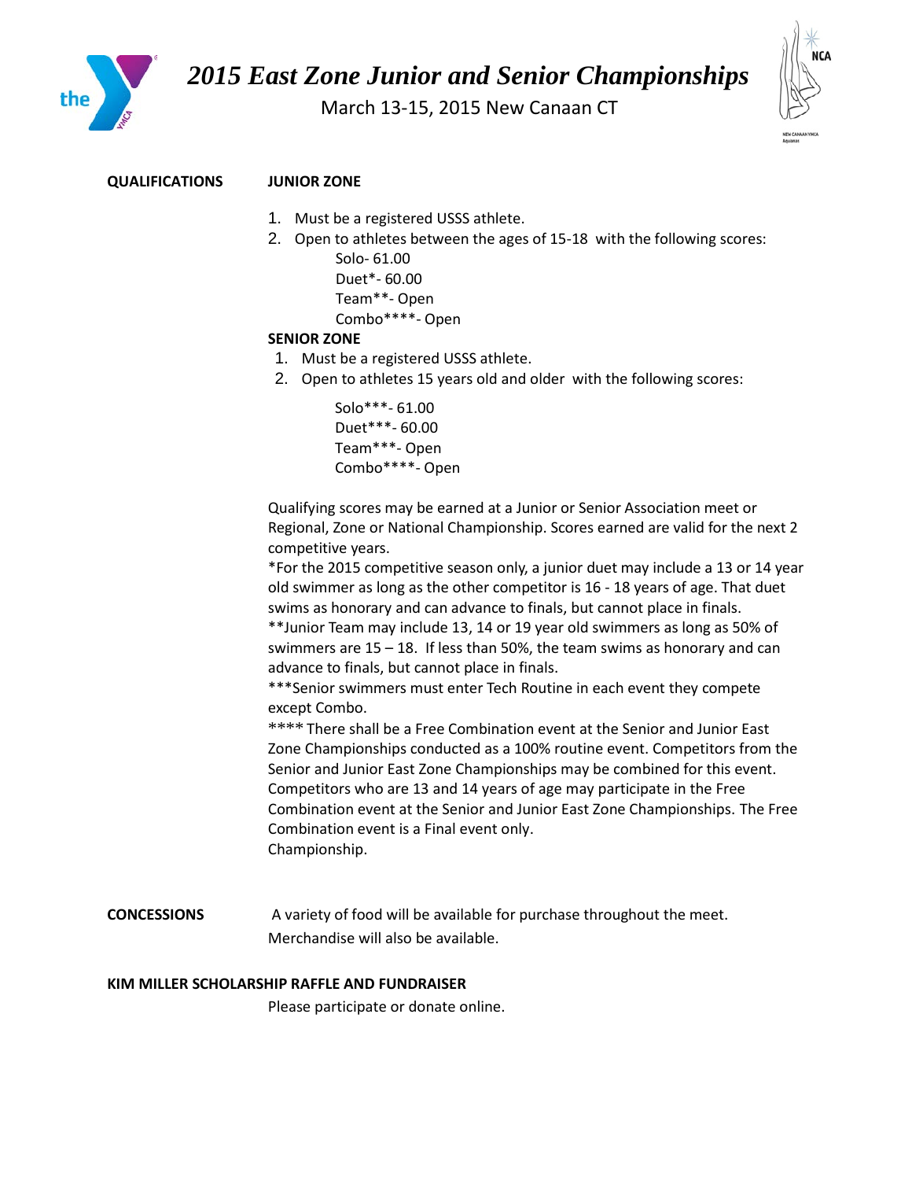# *2015 East Zone Junior and Senior Championships*

March 13-15, 2015 New Canaan CT

**QUALIFICATIONS**

**JUNIOR ZONE**

1. Must be a registered USSS athlete.
2. Open to athletes between the ages of 15-18 with the following scores:
   - Solo- 61.00
   - Duet*- 60.00
   - Team**- Open
   - Combo****- Open

**SENIOR ZONE**

1. Must be a registered USSS athlete.
2. Open to athletes 15 years old and older with the following scores:
   - Solo***- 61.00
   - Duet***- 60.00
   - Team***- Open
   - Combo****- Open

Qualifying scores may be earned at a Junior or Senior Association meet or Regional, Zone or National Championship. Scores earned are valid for the next 2 competitive years.

*For the 2015 competitive season only, a junior duet may include a 13 or 14 year old swimmer as long as the other competitor is 16 - 18 years of age. That duet swims as honorary and can advance to finals, but cannot place in finals.

**Junior Team may include 13, 14 or 19 year old swimmers as long as 50% of swimmers are 15 – 18. If less than 50%, the team swims as honorary and can advance to finals, but cannot place in finals.

***Senior swimmers must enter Tech Routine in each event they compete except Combo.

**** There shall be a Free Combination event at the Senior and Junior East Zone Championships conducted as a 100% routine event. Competitors from the Senior and Junior East Zone Championships may be combined for this event. Competitors who are 13 and 14 years of age may participate in the Free Combination event at the Senior and Junior East Zone Championships. The Free Combination event is a Final event only.
Championship.

**CONCESSIONS**

A variety of food will be available for purchase throughout the meet.
Merchandise will also be available.

**KIM MILLER SCHOLARSHIP RAFFLE AND FUNDRAISER**

Please participate or donate online.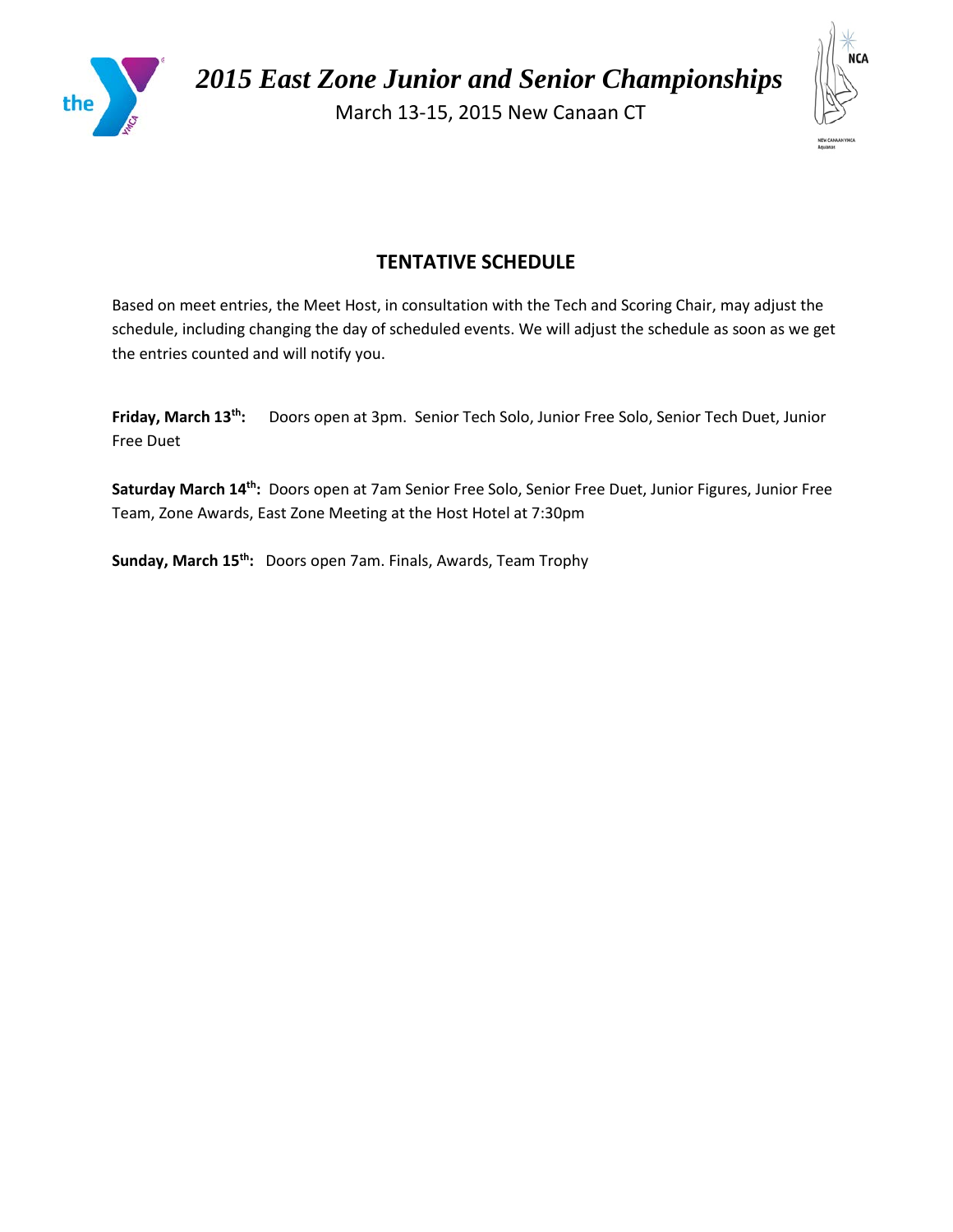# *2015 East Zone Junior and Senior Championships*

March 13-15, 2015 New Canaan CT

## TENTATIVE SCHEDULE

Based on meet entries, the Meet Host, in consultation with the Tech and Scoring Chair, may adjust the schedule, including changing the day of scheduled events. We will adjust the schedule as soon as we get the entries counted and will notify you.

**Friday, March 13th:** Doors open at 3pm. Senior Tech Solo, Junior Free Solo, Senior Tech Duet, Junior Free Duet

**Saturday March 14th:** Doors open at 7am Senior Free Solo, Senior Free Duet, Junior Figures, Junior Free Team, Zone Awards, East Zone Meeting at the Host Hotel at 7:30pm

**Sunday, March 15th:** Doors open 7am. Finals, Awards, Team Trophy